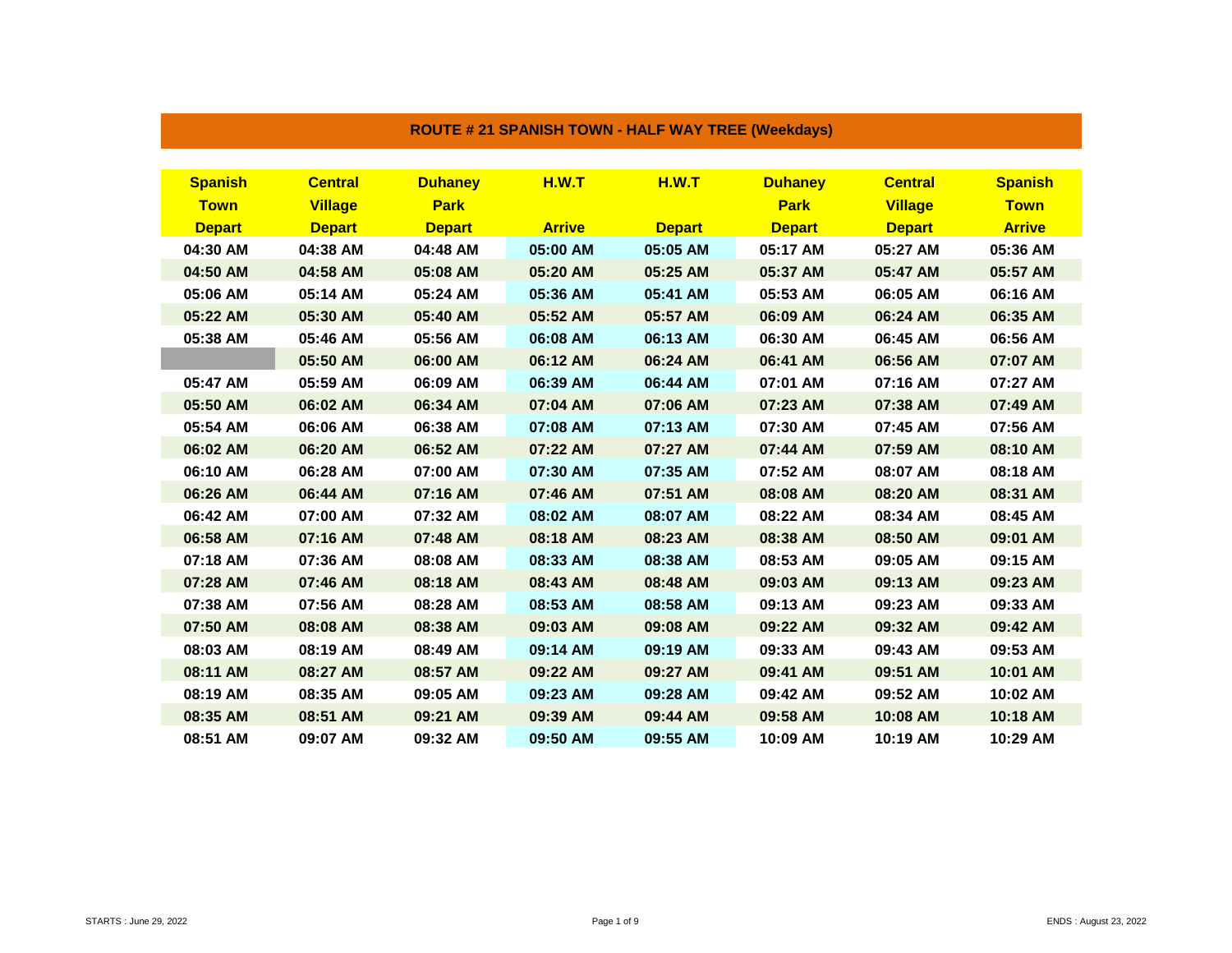## ROUTE # 21 SPANISH TOWN - HALF WAY TREE (Weekdays)

| Spanish Town Depart | Central Village Depart | Duhaney Park Depart | H.W.T Arrive | H.W.T Depart | Duhaney Park Depart | Central Village Depart | Spanish Town Arrive |
|---|---|---|---|---|---|---|---|
| 04:30 AM | 04:38 AM | 04:48 AM | 05:00 AM | 05:05 AM | 05:17 AM | 05:27 AM | 05:36 AM |
| 04:50 AM | 04:58 AM | 05:08 AM | 05:20 AM | 05:25 AM | 05:37 AM | 05:47 AM | 05:57 AM |
| 05:06 AM | 05:14 AM | 05:24 AM | 05:36 AM | 05:41 AM | 05:53 AM | 06:05 AM | 06:16 AM |
| 05:22 AM | 05:30 AM | 05:40 AM | 05:52 AM | 05:57 AM | 06:09 AM | 06:24 AM | 06:35 AM |
| 05:38 AM | 05:46 AM | 05:56 AM | 06:08 AM | 06:13 AM | 06:30 AM | 06:45 AM | 06:56 AM |
| | 05:50 AM | 06:00 AM | 06:12 AM | 06:24 AM | 06:41 AM | 06:56 AM | 07:07 AM |
| 05:47 AM | 05:59 AM | 06:09 AM | 06:39 AM | 06:44 AM | 07:01 AM | 07:16 AM | 07:27 AM |
| 05:50 AM | 06:02 AM | 06:34 AM | 07:04 AM | 07:06 AM | 07:23 AM | 07:38 AM | 07:49 AM |
| 05:54 AM | 06:06 AM | 06:38 AM | 07:08 AM | 07:13 AM | 07:30 AM | 07:45 AM | 07:56 AM |
| 06:02 AM | 06:20 AM | 06:52 AM | 07:22 AM | 07:27 AM | 07:44 AM | 07:59 AM | 08:10 AM |
| 06:10 AM | 06:28 AM | 07:00 AM | 07:30 AM | 07:35 AM | 07:52 AM | 08:07 AM | 08:18 AM |
| 06:26 AM | 06:44 AM | 07:16 AM | 07:46 AM | 07:51 AM | 08:08 AM | 08:20 AM | 08:31 AM |
| 06:42 AM | 07:00 AM | 07:32 AM | 08:02 AM | 08:07 AM | 08:22 AM | 08:34 AM | 08:45 AM |
| 06:58 AM | 07:16 AM | 07:48 AM | 08:18 AM | 08:23 AM | 08:38 AM | 08:50 AM | 09:01 AM |
| 07:18 AM | 07:36 AM | 08:08 AM | 08:33 AM | 08:38 AM | 08:53 AM | 09:05 AM | 09:15 AM |
| 07:28 AM | 07:46 AM | 08:18 AM | 08:43 AM | 08:48 AM | 09:03 AM | 09:13 AM | 09:23 AM |
| 07:38 AM | 07:56 AM | 08:28 AM | 08:53 AM | 08:58 AM | 09:13 AM | 09:23 AM | 09:33 AM |
| 07:50 AM | 08:08 AM | 08:38 AM | 09:03 AM | 09:08 AM | 09:22 AM | 09:32 AM | 09:42 AM |
| 08:03 AM | 08:19 AM | 08:49 AM | 09:14 AM | 09:19 AM | 09:33 AM | 09:43 AM | 09:53 AM |
| 08:11 AM | 08:27 AM | 08:57 AM | 09:22 AM | 09:27 AM | 09:41 AM | 09:51 AM | 10:01 AM |
| 08:19 AM | 08:35 AM | 09:05 AM | 09:23 AM | 09:28 AM | 09:42 AM | 09:52 AM | 10:02 AM |
| 08:35 AM | 08:51 AM | 09:21 AM | 09:39 AM | 09:44 AM | 09:58 AM | 10:08 AM | 10:18 AM |
| 08:51 AM | 09:07 AM | 09:32 AM | 09:50 AM | 09:55 AM | 10:09 AM | 10:19 AM | 10:29 AM |

STARTS : June 29, 2022

ENDS : August 23, 2022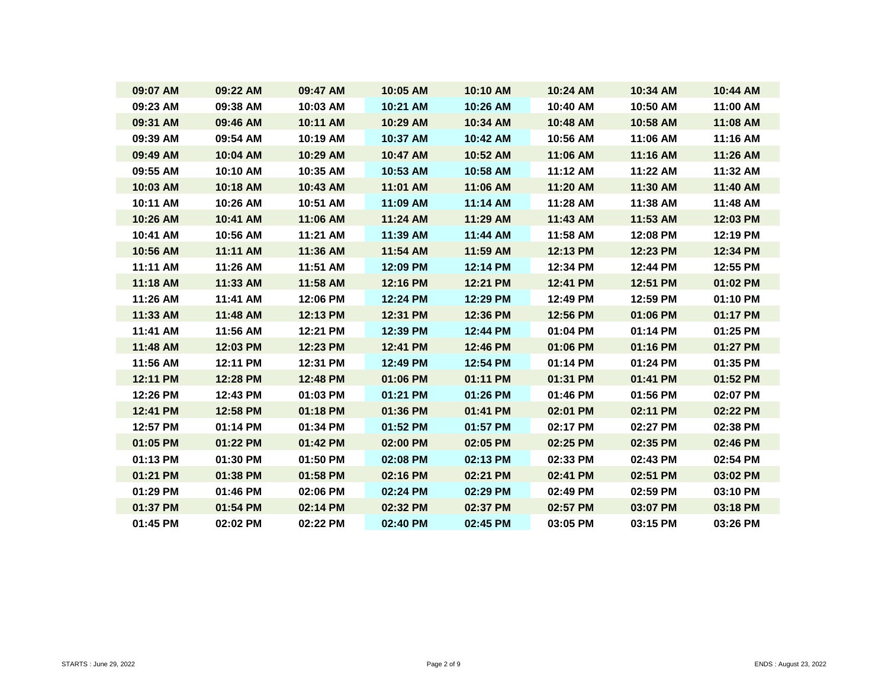| | | | | | | | |
|---|---|---|---|---|---|---|---|
| 09:07 AM | 09:22 AM | 09:47 AM | 10:05 AM | 10:10 AM | 10:24 AM | 10:34 AM | 10:44 AM |
| 09:23 AM | 09:38 AM | 10:03 AM | 10:21 AM | 10:26 AM | 10:40 AM | 10:50 AM | 11:00 AM |
| 09:31 AM | 09:46 AM | 10:11 AM | 10:29 AM | 10:34 AM | 10:48 AM | 10:58 AM | 11:08 AM |
| 09:39 AM | 09:54 AM | 10:19 AM | 10:37 AM | 10:42 AM | 10:56 AM | 11:06 AM | 11:16 AM |
| 09:49 AM | 10:04 AM | 10:29 AM | 10:47 AM | 10:52 AM | 11:06 AM | 11:16 AM | 11:26 AM |
| 09:55 AM | 10:10 AM | 10:35 AM | 10:53 AM | 10:58 AM | 11:12 AM | 11:22 AM | 11:32 AM |
| 10:03 AM | 10:18 AM | 10:43 AM | 11:01 AM | 11:06 AM | 11:20 AM | 11:30 AM | 11:40 AM |
| 10:11 AM | 10:26 AM | 10:51 AM | 11:09 AM | 11:14 AM | 11:28 AM | 11:38 AM | 11:48 AM |
| 10:26 AM | 10:41 AM | 11:06 AM | 11:24 AM | 11:29 AM | 11:43 AM | 11:53 AM | 12:03 PM |
| 10:41 AM | 10:56 AM | 11:21 AM | 11:39 AM | 11:44 AM | 11:58 AM | 12:08 PM | 12:19 PM |
| 10:56 AM | 11:11 AM | 11:36 AM | 11:54 AM | 11:59 AM | 12:13 PM | 12:23 PM | 12:34 PM |
| 11:11 AM | 11:26 AM | 11:51 AM | 12:09 PM | 12:14 PM | 12:34 PM | 12:44 PM | 12:55 PM |
| 11:18 AM | 11:33 AM | 11:58 AM | 12:16 PM | 12:21 PM | 12:41 PM | 12:51 PM | 01:02 PM |
| 11:26 AM | 11:41 AM | 12:06 PM | 12:24 PM | 12:29 PM | 12:49 PM | 12:59 PM | 01:10 PM |
| 11:33 AM | 11:48 AM | 12:13 PM | 12:31 PM | 12:36 PM | 12:56 PM | 01:06 PM | 01:17 PM |
| 11:41 AM | 11:56 AM | 12:21 PM | 12:39 PM | 12:44 PM | 01:04 PM | 01:14 PM | 01:25 PM |
| 11:48 AM | 12:03 PM | 12:23 PM | 12:41 PM | 12:46 PM | 01:06 PM | 01:16 PM | 01:27 PM |
| 11:56 AM | 12:11 PM | 12:31 PM | 12:49 PM | 12:54 PM | 01:14 PM | 01:24 PM | 01:35 PM |
| 12:11 PM | 12:28 PM | 12:48 PM | 01:06 PM | 01:11 PM | 01:31 PM | 01:41 PM | 01:52 PM |
| 12:26 PM | 12:43 PM | 01:03 PM | 01:21 PM | 01:26 PM | 01:46 PM | 01:56 PM | 02:07 PM |
| 12:41 PM | 12:58 PM | 01:18 PM | 01:36 PM | 01:41 PM | 02:01 PM | 02:11 PM | 02:22 PM |
| 12:57 PM | 01:14 PM | 01:34 PM | 01:52 PM | 01:57 PM | 02:17 PM | 02:27 PM | 02:38 PM |
| 01:05 PM | 01:22 PM | 01:42 PM | 02:00 PM | 02:05 PM | 02:25 PM | 02:35 PM | 02:46 PM |
| 01:13 PM | 01:30 PM | 01:50 PM | 02:08 PM | 02:13 PM | 02:33 PM | 02:43 PM | 02:54 PM |
| 01:21 PM | 01:38 PM | 01:58 PM | 02:16 PM | 02:21 PM | 02:41 PM | 02:51 PM | 03:02 PM |
| 01:29 PM | 01:46 PM | 02:06 PM | 02:24 PM | 02:29 PM | 02:49 PM | 02:59 PM | 03:10 PM |
| 01:37 PM | 01:54 PM | 02:14 PM | 02:32 PM | 02:37 PM | 02:57 PM | 03:07 PM | 03:18 PM |
| 01:45 PM | 02:02 PM | 02:22 PM | 02:40 PM | 02:45 PM | 03:05 PM | 03:15 PM | 03:26 PM |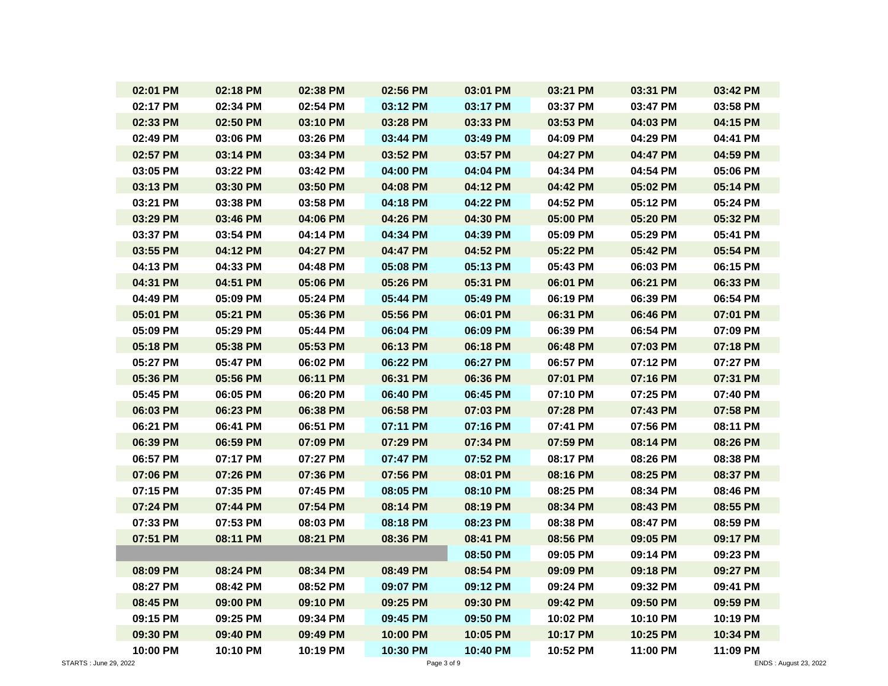| | | | | | | | |
|---|---|---|---|---|---|---|---|
| **02:01 PM** | **02:18 PM** | **02:38 PM** | **02:56 PM** | **03:01 PM** | **03:21 PM** | **03:31 PM** | **03:42 PM** |
| **02:17 PM** | **02:34 PM** | **02:54 PM** | **03:12 PM** | **03:17 PM** | **03:37 PM** | **03:47 PM** | **03:58 PM** |
| **02:33 PM** | **02:50 PM** | **03:10 PM** | **03:28 PM** | **03:33 PM** | **03:53 PM** | **04:03 PM** | **04:15 PM** |
| **02:49 PM** | **03:06 PM** | **03:26 PM** | **03:44 PM** | **03:49 PM** | **04:09 PM** | **04:29 PM** | **04:41 PM** |
| **02:57 PM** | **03:14 PM** | **03:34 PM** | **03:52 PM** | **03:57 PM** | **04:27 PM** | **04:47 PM** | **04:59 PM** |
| **03:05 PM** | **03:22 PM** | **03:42 PM** | **04:00 PM** | **04:04 PM** | **04:34 PM** | **04:54 PM** | **05:06 PM** |
| **03:13 PM** | **03:30 PM** | **03:50 PM** | **04:08 PM** | **04:12 PM** | **04:42 PM** | **05:02 PM** | **05:14 PM** |
| **03:21 PM** | **03:38 PM** | **03:58 PM** | **04:18 PM** | **04:22 PM** | **04:52 PM** | **05:12 PM** | **05:24 PM** |
| **03:29 PM** | **03:46 PM** | **04:06 PM** | **04:26 PM** | **04:30 PM** | **05:00 PM** | **05:20 PM** | **05:32 PM** |
| **03:37 PM** | **03:54 PM** | **04:14 PM** | **04:34 PM** | **04:39 PM** | **05:09 PM** | **05:29 PM** | **05:41 PM** |
| **03:55 PM** | **04:12 PM** | **04:27 PM** | **04:47 PM** | **04:52 PM** | **05:22 PM** | **05:42 PM** | **05:54 PM** |
| **04:13 PM** | **04:33 PM** | **04:48 PM** | **05:08 PM** | **05:13 PM** | **05:43 PM** | **06:03 PM** | **06:15 PM** |
| **04:31 PM** | **04:51 PM** | **05:06 PM** | **05:26 PM** | **05:31 PM** | **06:01 PM** | **06:21 PM** | **06:33 PM** |
| **04:49 PM** | **05:09 PM** | **05:24 PM** | **05:44 PM** | **05:49 PM** | **06:19 PM** | **06:39 PM** | **06:54 PM** |
| **05:01 PM** | **05:21 PM** | **05:36 PM** | **05:56 PM** | **06:01 PM** | **06:31 PM** | **06:46 PM** | **07:01 PM** |
| **05:09 PM** | **05:29 PM** | **05:44 PM** | **06:04 PM** | **06:09 PM** | **06:39 PM** | **06:54 PM** | **07:09 PM** |
| **05:18 PM** | **05:38 PM** | **05:53 PM** | **06:13 PM** | **06:18 PM** | **06:48 PM** | **07:03 PM** | **07:18 PM** |
| **05:27 PM** | **05:47 PM** | **06:02 PM** | **06:22 PM** | **06:27 PM** | **06:57 PM** | **07:12 PM** | **07:27 PM** |
| **05:36 PM** | **05:56 PM** | **06:11 PM** | **06:31 PM** | **06:36 PM** | **07:01 PM** | **07:16 PM** | **07:31 PM** |
| **05:45 PM** | **06:05 PM** | **06:20 PM** | **06:40 PM** | **06:45 PM** | **07:10 PM** | **07:25 PM** | **07:40 PM** |
| **06:03 PM** | **06:23 PM** | **06:38 PM** | **06:58 PM** | **07:03 PM** | **07:28 PM** | **07:43 PM** | **07:58 PM** |
| **06:21 PM** | **06:41 PM** | **06:51 PM** | **07:11 PM** | **07:16 PM** | **07:41 PM** | **07:56 PM** | **08:11 PM** |
| **06:39 PM** | **06:59 PM** | **07:09 PM** | **07:29 PM** | **07:34 PM** | **07:59 PM** | **08:14 PM** | **08:26 PM** |
| **06:57 PM** | **07:17 PM** | **07:27 PM** | **07:47 PM** | **07:52 PM** | **08:17 PM** | **08:26 PM** | **08:38 PM** |
| **07:06 PM** | **07:26 PM** | **07:36 PM** | **07:56 PM** | **08:01 PM** | **08:16 PM** | **08:25 PM** | **08:37 PM** |
| **07:15 PM** | **07:35 PM** | **07:45 PM** | **08:05 PM** | **08:10 PM** | **08:25 PM** | **08:34 PM** | **08:46 PM** |
| **07:24 PM** | **07:44 PM** | **07:54 PM** | **08:14 PM** | **08:19 PM** | **08:34 PM** | **08:43 PM** | **08:55 PM** |
| **07:33 PM** | **07:53 PM** | **08:03 PM** | **08:18 PM** | **08:23 PM** | **08:38 PM** | **08:47 PM** | **08:59 PM** |
| **07:51 PM** | **08:11 PM** | **08:21 PM** | **08:36 PM** | **08:41 PM** | **08:56 PM** | **09:05 PM** | **09:17 PM** |
| | | | | **08:50 PM** | **09:05 PM** | **09:14 PM** | **09:23 PM** |
| **08:09 PM** | **08:24 PM** | **08:34 PM** | **08:49 PM** | **08:54 PM** | **09:09 PM** | **09:18 PM** | **09:27 PM** |
| **08:27 PM** | **08:42 PM** | **08:52 PM** | **09:07 PM** | **09:12 PM** | **09:24 PM** | **09:32 PM** | **09:41 PM** |
| **08:45 PM** | **09:00 PM** | **09:10 PM** | **09:25 PM** | **09:30 PM** | **09:42 PM** | **09:50 PM** | **09:59 PM** |
| **09:15 PM** | **09:25 PM** | **09:34 PM** | **09:45 PM** | **09:50 PM** | **10:02 PM** | **10:10 PM** | **10:19 PM** |
| **09:30 PM** | **09:40 PM** | **09:49 PM** | **10:00 PM** | **10:05 PM** | **10:17 PM** | **10:25 PM** | **10:34 PM** |
| **10:00 PM** | **10:10 PM** | **10:19 PM** | **10:30 PM** | **10:40 PM** | **10:52 PM** | **11:00 PM** | **11:09 PM** |

STARTS : June 29, 2022

ENDS : August 23, 2022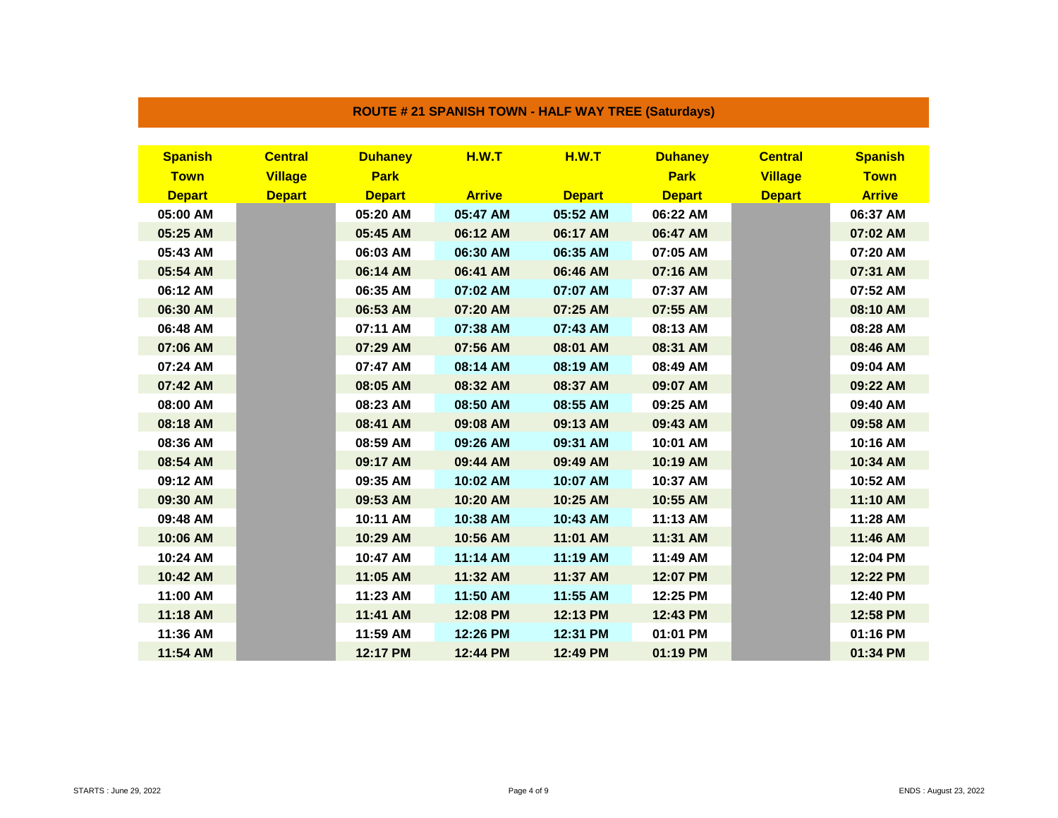## ROUTE # 21 SPANISH TOWN - HALF WAY TREE (Saturdays)

| Spanish Town Depart | Central Village Depart | Duhaney Park Depart | H.W.T Arrive | H.W.T Depart | Duhaney Park Depart | Central Village Depart | Spanish Town Arrive |
|---|---|---|---|---|---|---|---|
| 05:00 AM | | 05:20 AM | 05:47 AM | 05:52 AM | 06:22 AM | | 06:37 AM |
| 05:25 AM | | 05:45 AM | 06:12 AM | 06:17 AM | 06:47 AM | | 07:02 AM |
| 05:43 AM | | 06:03 AM | 06:30 AM | 06:35 AM | 07:05 AM | | 07:20 AM |
| 05:54 AM | | 06:14 AM | 06:41 AM | 06:46 AM | 07:16 AM | | 07:31 AM |
| 06:12 AM | | 06:35 AM | 07:02 AM | 07:07 AM | 07:37 AM | | 07:52 AM |
| 06:30 AM | | 06:53 AM | 07:20 AM | 07:25 AM | 07:55 AM | | 08:10 AM |
| 06:48 AM | | 07:11 AM | 07:38 AM | 07:43 AM | 08:13 AM | | 08:28 AM |
| 07:06 AM | | 07:29 AM | 07:56 AM | 08:01 AM | 08:31 AM | | 08:46 AM |
| 07:24 AM | | 07:47 AM | 08:14 AM | 08:19 AM | 08:49 AM | | 09:04 AM |
| 07:42 AM | | 08:05 AM | 08:32 AM | 08:37 AM | 09:07 AM | | 09:22 AM |
| 08:00 AM | | 08:23 AM | 08:50 AM | 08:55 AM | 09:25 AM | | 09:40 AM |
| 08:18 AM | | 08:41 AM | 09:08 AM | 09:13 AM | 09:43 AM | | 09:58 AM |
| 08:36 AM | | 08:59 AM | 09:26 AM | 09:31 AM | 10:01 AM | | 10:16 AM |
| 08:54 AM | | 09:17 AM | 09:44 AM | 09:49 AM | 10:19 AM | | 10:34 AM |
| 09:12 AM | | 09:35 AM | 10:02 AM | 10:07 AM | 10:37 AM | | 10:52 AM |
| 09:30 AM | | 09:53 AM | 10:20 AM | 10:25 AM | 10:55 AM | | 11:10 AM |
| 09:48 AM | | 10:11 AM | 10:38 AM | 10:43 AM | 11:13 AM | | 11:28 AM |
| 10:06 AM | | 10:29 AM | 10:56 AM | 11:01 AM | 11:31 AM | | 11:46 AM |
| 10:24 AM | | 10:47 AM | 11:14 AM | 11:19 AM | 11:49 AM | | 12:04 PM |
| 10:42 AM | | 11:05 AM | 11:32 AM | 11:37 AM | 12:07 PM | | 12:22 PM |
| 11:00 AM | | 11:23 AM | 11:50 AM | 11:55 AM | 12:25 PM | | 12:40 PM |
| 11:18 AM | | 11:41 AM | 12:08 PM | 12:13 PM | 12:43 PM | | 12:58 PM |
| 11:36 AM | | 11:59 AM | 12:26 PM | 12:31 PM | 01:01 PM | | 01:16 PM |
| 11:54 AM | | 12:17 PM | 12:44 PM | 12:49 PM | 01:19 PM | | 01:34 PM |

STARTS : June 29, 2022

ENDS : August 23, 2022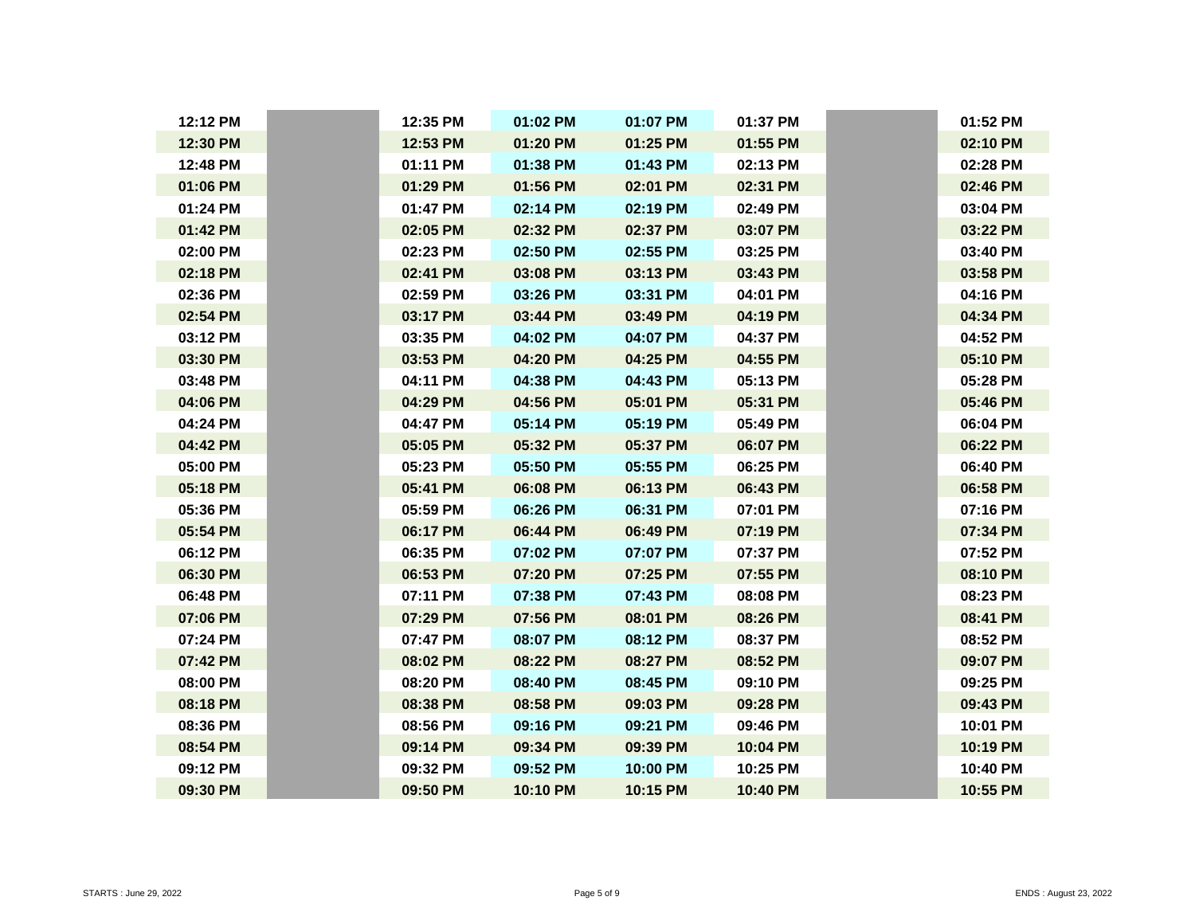| | | | | | | | |
|---|---|---|---|---|---|---|---|
| 12:12 PM | | 12:35 PM | 01:02 PM | 01:07 PM | 01:37 PM | | 01:52 PM |
| 12:30 PM | | 12:53 PM | 01:20 PM | 01:25 PM | 01:55 PM | | 02:10 PM |
| 12:48 PM | | 01:11 PM | 01:38 PM | 01:43 PM | 02:13 PM | | 02:28 PM |
| 01:06 PM | | 01:29 PM | 01:56 PM | 02:01 PM | 02:31 PM | | 02:46 PM |
| 01:24 PM | | 01:47 PM | 02:14 PM | 02:19 PM | 02:49 PM | | 03:04 PM |
| 01:42 PM | | 02:05 PM | 02:32 PM | 02:37 PM | 03:07 PM | | 03:22 PM |
| 02:00 PM | | 02:23 PM | 02:50 PM | 02:55 PM | 03:25 PM | | 03:40 PM |
| 02:18 PM | | 02:41 PM | 03:08 PM | 03:13 PM | 03:43 PM | | 03:58 PM |
| 02:36 PM | | 02:59 PM | 03:26 PM | 03:31 PM | 04:01 PM | | 04:16 PM |
| 02:54 PM | | 03:17 PM | 03:44 PM | 03:49 PM | 04:19 PM | | 04:34 PM |
| 03:12 PM | | 03:35 PM | 04:02 PM | 04:07 PM | 04:37 PM | | 04:52 PM |
| 03:30 PM | | 03:53 PM | 04:20 PM | 04:25 PM | 04:55 PM | | 05:10 PM |
| 03:48 PM | | 04:11 PM | 04:38 PM | 04:43 PM | 05:13 PM | | 05:28 PM |
| 04:06 PM | | 04:29 PM | 04:56 PM | 05:01 PM | 05:31 PM | | 05:46 PM |
| 04:24 PM | | 04:47 PM | 05:14 PM | 05:19 PM | 05:49 PM | | 06:04 PM |
| 04:42 PM | | 05:05 PM | 05:32 PM | 05:37 PM | 06:07 PM | | 06:22 PM |
| 05:00 PM | | 05:23 PM | 05:50 PM | 05:55 PM | 06:25 PM | | 06:40 PM |
| 05:18 PM | | 05:41 PM | 06:08 PM | 06:13 PM | 06:43 PM | | 06:58 PM |
| 05:36 PM | | 05:59 PM | 06:26 PM | 06:31 PM | 07:01 PM | | 07:16 PM |
| 05:54 PM | | 06:17 PM | 06:44 PM | 06:49 PM | 07:19 PM | | 07:34 PM |
| 06:12 PM | | 06:35 PM | 07:02 PM | 07:07 PM | 07:37 PM | | 07:52 PM |
| 06:30 PM | | 06:53 PM | 07:20 PM | 07:25 PM | 07:55 PM | | 08:10 PM |
| 06:48 PM | | 07:11 PM | 07:38 PM | 07:43 PM | 08:08 PM | | 08:23 PM |
| 07:06 PM | | 07:29 PM | 07:56 PM | 08:01 PM | 08:26 PM | | 08:41 PM |
| 07:24 PM | | 07:47 PM | 08:07 PM | 08:12 PM | 08:37 PM | | 08:52 PM |
| 07:42 PM | | 08:02 PM | 08:22 PM | 08:27 PM | 08:52 PM | | 09:07 PM |
| 08:00 PM | | 08:20 PM | 08:40 PM | 08:45 PM | 09:10 PM | | 09:25 PM |
| 08:18 PM | | 08:38 PM | 08:58 PM | 09:03 PM | 09:28 PM | | 09:43 PM |
| 08:36 PM | | 08:56 PM | 09:16 PM | 09:21 PM | 09:46 PM | | 10:01 PM |
| 08:54 PM | | 09:14 PM | 09:34 PM | 09:39 PM | 10:04 PM | | 10:19 PM |
| 09:12 PM | | 09:32 PM | 09:52 PM | 10:00 PM | 10:25 PM | | 10:40 PM |
| 09:30 PM | | 09:50 PM | 10:10 PM | 10:15 PM | 10:40 PM | | 10:55 PM |

STARTS : June 29, 2022

ENDS : August 23, 2022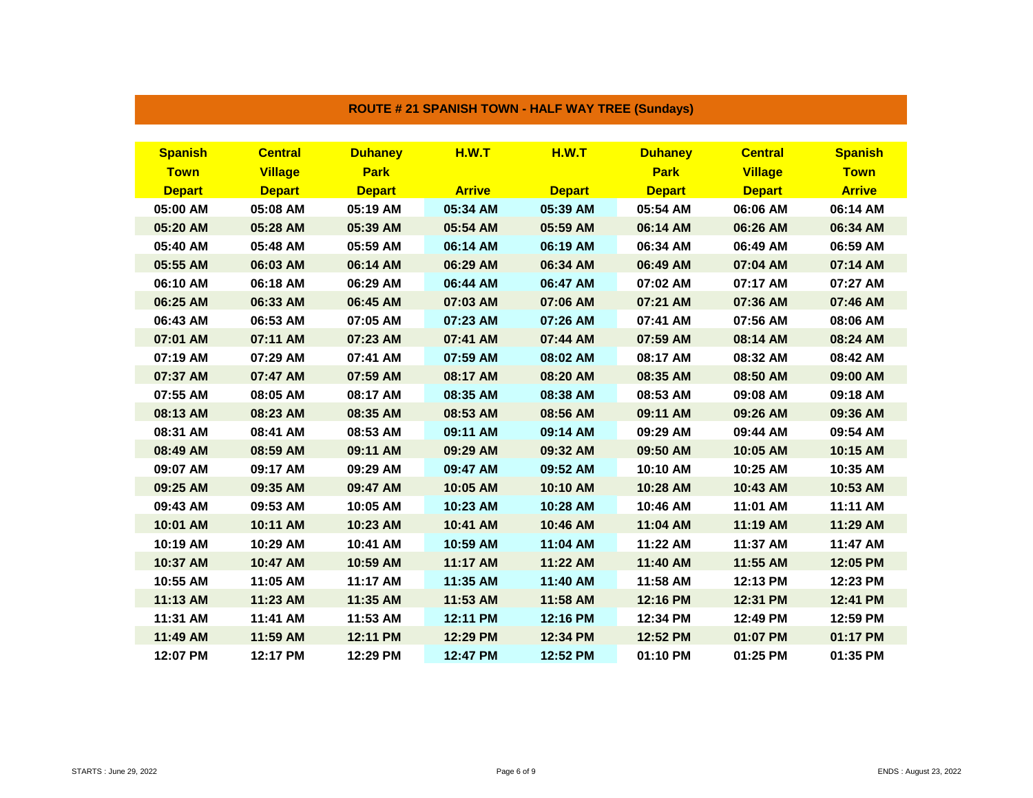## ROUTE # 21 SPANISH TOWN - HALF WAY TREE (Sundays)

| Spanish Town Depart | Central Village Depart | Duhaney Park Depart | H.W.T Arrive | H.W.T Depart | Duhaney Park Depart | Central Village Depart | Spanish Town Arrive |
|---|---|---|---|---|---|---|---|
| 05:00 AM | 05:08 AM | 05:19 AM | 05:34 AM | 05:39 AM | 05:54 AM | 06:06 AM | 06:14 AM |
| 05:20 AM | 05:28 AM | 05:39 AM | 05:54 AM | 05:59 AM | 06:14 AM | 06:26 AM | 06:34 AM |
| 05:40 AM | 05:48 AM | 05:59 AM | 06:14 AM | 06:19 AM | 06:34 AM | 06:49 AM | 06:59 AM |
| 05:55 AM | 06:03 AM | 06:14 AM | 06:29 AM | 06:34 AM | 06:49 AM | 07:04 AM | 07:14 AM |
| 06:10 AM | 06:18 AM | 06:29 AM | 06:44 AM | 06:47 AM | 07:02 AM | 07:17 AM | 07:27 AM |
| 06:25 AM | 06:33 AM | 06:45 AM | 07:03 AM | 07:06 AM | 07:21 AM | 07:36 AM | 07:46 AM |
| 06:43 AM | 06:53 AM | 07:05 AM | 07:23 AM | 07:26 AM | 07:41 AM | 07:56 AM | 08:06 AM |
| 07:01 AM | 07:11 AM | 07:23 AM | 07:41 AM | 07:44 AM | 07:59 AM | 08:14 AM | 08:24 AM |
| 07:19 AM | 07:29 AM | 07:41 AM | 07:59 AM | 08:02 AM | 08:17 AM | 08:32 AM | 08:42 AM |
| 07:37 AM | 07:47 AM | 07:59 AM | 08:17 AM | 08:20 AM | 08:35 AM | 08:50 AM | 09:00 AM |
| 07:55 AM | 08:05 AM | 08:17 AM | 08:35 AM | 08:38 AM | 08:53 AM | 09:08 AM | 09:18 AM |
| 08:13 AM | 08:23 AM | 08:35 AM | 08:53 AM | 08:56 AM | 09:11 AM | 09:26 AM | 09:36 AM |
| 08:31 AM | 08:41 AM | 08:53 AM | 09:11 AM | 09:14 AM | 09:29 AM | 09:44 AM | 09:54 AM |
| 08:49 AM | 08:59 AM | 09:11 AM | 09:29 AM | 09:32 AM | 09:50 AM | 10:05 AM | 10:15 AM |
| 09:07 AM | 09:17 AM | 09:29 AM | 09:47 AM | 09:52 AM | 10:10 AM | 10:25 AM | 10:35 AM |
| 09:25 AM | 09:35 AM | 09:47 AM | 10:05 AM | 10:10 AM | 10:28 AM | 10:43 AM | 10:53 AM |
| 09:43 AM | 09:53 AM | 10:05 AM | 10:23 AM | 10:28 AM | 10:46 AM | 11:01 AM | 11:11 AM |
| 10:01 AM | 10:11 AM | 10:23 AM | 10:41 AM | 10:46 AM | 11:04 AM | 11:19 AM | 11:29 AM |
| 10:19 AM | 10:29 AM | 10:41 AM | 10:59 AM | 11:04 AM | 11:22 AM | 11:37 AM | 11:47 AM |
| 10:37 AM | 10:47 AM | 10:59 AM | 11:17 AM | 11:22 AM | 11:40 AM | 11:55 AM | 12:05 PM |
| 10:55 AM | 11:05 AM | 11:17 AM | 11:35 AM | 11:40 AM | 11:58 AM | 12:13 PM | 12:23 PM |
| 11:13 AM | 11:23 AM | 11:35 AM | 11:53 AM | 11:58 AM | 12:16 PM | 12:31 PM | 12:41 PM |
| 11:31 AM | 11:41 AM | 11:53 AM | 12:11 PM | 12:16 PM | 12:34 PM | 12:49 PM | 12:59 PM |
| 11:49 AM | 11:59 AM | 12:11 PM | 12:29 PM | 12:34 PM | 12:52 PM | 01:07 PM | 01:17 PM |
| 12:07 PM | 12:17 PM | 12:29 PM | 12:47 PM | 12:52 PM | 01:10 PM | 01:25 PM | 01:35 PM |

STARTS : June 29, 2022

ENDS : August 23, 2022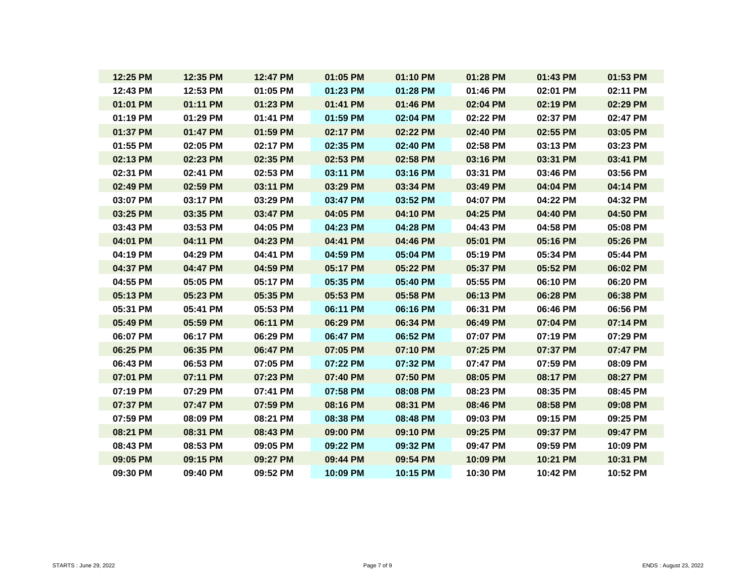| | | | | | | | |
|---|---|---|---|---|---|---|---|
| **12:25 PM** | **12:35 PM** | **12:47 PM** | **01:05 PM** | **01:10 PM** | **01:28 PM** | **01:43 PM** | **01:53 PM** |
| **12:43 PM** | **12:53 PM** | **01:05 PM** | **01:23 PM** | **01:28 PM** | **01:46 PM** | **02:01 PM** | **02:11 PM** |
| **01:01 PM** | **01:11 PM** | **01:23 PM** | **01:41 PM** | **01:46 PM** | **02:04 PM** | **02:19 PM** | **02:29 PM** |
| **01:19 PM** | **01:29 PM** | **01:41 PM** | **01:59 PM** | **02:04 PM** | **02:22 PM** | **02:37 PM** | **02:47 PM** |
| **01:37 PM** | **01:47 PM** | **01:59 PM** | **02:17 PM** | **02:22 PM** | **02:40 PM** | **02:55 PM** | **03:05 PM** |
| **01:55 PM** | **02:05 PM** | **02:17 PM** | **02:35 PM** | **02:40 PM** | **02:58 PM** | **03:13 PM** | **03:23 PM** |
| **02:13 PM** | **02:23 PM** | **02:35 PM** | **02:53 PM** | **02:58 PM** | **03:16 PM** | **03:31 PM** | **03:41 PM** |
| **02:31 PM** | **02:41 PM** | **02:53 PM** | **03:11 PM** | **03:16 PM** | **03:31 PM** | **03:46 PM** | **03:56 PM** |
| **02:49 PM** | **02:59 PM** | **03:11 PM** | **03:29 PM** | **03:34 PM** | **03:49 PM** | **04:04 PM** | **04:14 PM** |
| **03:07 PM** | **03:17 PM** | **03:29 PM** | **03:47 PM** | **03:52 PM** | **04:07 PM** | **04:22 PM** | **04:32 PM** |
| **03:25 PM** | **03:35 PM** | **03:47 PM** | **04:05 PM** | **04:10 PM** | **04:25 PM** | **04:40 PM** | **04:50 PM** |
| **03:43 PM** | **03:53 PM** | **04:05 PM** | **04:23 PM** | **04:28 PM** | **04:43 PM** | **04:58 PM** | **05:08 PM** |
| **04:01 PM** | **04:11 PM** | **04:23 PM** | **04:41 PM** | **04:46 PM** | **05:01 PM** | **05:16 PM** | **05:26 PM** |
| **04:19 PM** | **04:29 PM** | **04:41 PM** | **04:59 PM** | **05:04 PM** | **05:19 PM** | **05:34 PM** | **05:44 PM** |
| **04:37 PM** | **04:47 PM** | **04:59 PM** | **05:17 PM** | **05:22 PM** | **05:37 PM** | **05:52 PM** | **06:02 PM** |
| **04:55 PM** | **05:05 PM** | **05:17 PM** | **05:35 PM** | **05:40 PM** | **05:55 PM** | **06:10 PM** | **06:20 PM** |
| **05:13 PM** | **05:23 PM** | **05:35 PM** | **05:53 PM** | **05:58 PM** | **06:13 PM** | **06:28 PM** | **06:38 PM** |
| **05:31 PM** | **05:41 PM** | **05:53 PM** | **06:11 PM** | **06:16 PM** | **06:31 PM** | **06:46 PM** | **06:56 PM** |
| **05:49 PM** | **05:59 PM** | **06:11 PM** | **06:29 PM** | **06:34 PM** | **06:49 PM** | **07:04 PM** | **07:14 PM** |
| **06:07 PM** | **06:17 PM** | **06:29 PM** | **06:47 PM** | **06:52 PM** | **07:07 PM** | **07:19 PM** | **07:29 PM** |
| **06:25 PM** | **06:35 PM** | **06:47 PM** | **07:05 PM** | **07:10 PM** | **07:25 PM** | **07:37 PM** | **07:47 PM** |
| **06:43 PM** | **06:53 PM** | **07:05 PM** | **07:22 PM** | **07:32 PM** | **07:47 PM** | **07:59 PM** | **08:09 PM** |
| **07:01 PM** | **07:11 PM** | **07:23 PM** | **07:40 PM** | **07:50 PM** | **08:05 PM** | **08:17 PM** | **08:27 PM** |
| **07:19 PM** | **07:29 PM** | **07:41 PM** | **07:58 PM** | **08:08 PM** | **08:23 PM** | **08:35 PM** | **08:45 PM** |
| **07:37 PM** | **07:47 PM** | **07:59 PM** | **08:16 PM** | **08:31 PM** | **08:46 PM** | **08:58 PM** | **09:08 PM** |
| **07:59 PM** | **08:09 PM** | **08:21 PM** | **08:38 PM** | **08:48 PM** | **09:03 PM** | **09:15 PM** | **09:25 PM** |
| **08:21 PM** | **08:31 PM** | **08:43 PM** | **09:00 PM** | **09:10 PM** | **09:25 PM** | **09:37 PM** | **09:47 PM** |
| **08:43 PM** | **08:53 PM** | **09:05 PM** | **09:22 PM** | **09:32 PM** | **09:47 PM** | **09:59 PM** | **10:09 PM** |
| **09:05 PM** | **09:15 PM** | **09:27 PM** | **09:44 PM** | **09:54 PM** | **10:09 PM** | **10:21 PM** | **10:31 PM** |
| **09:30 PM** | **09:40 PM** | **09:52 PM** | **10:09 PM** | **10:15 PM** | **10:30 PM** | **10:42 PM** | **10:52 PM** |

STARTS : June 29, 2022

ENDS : August 23, 2022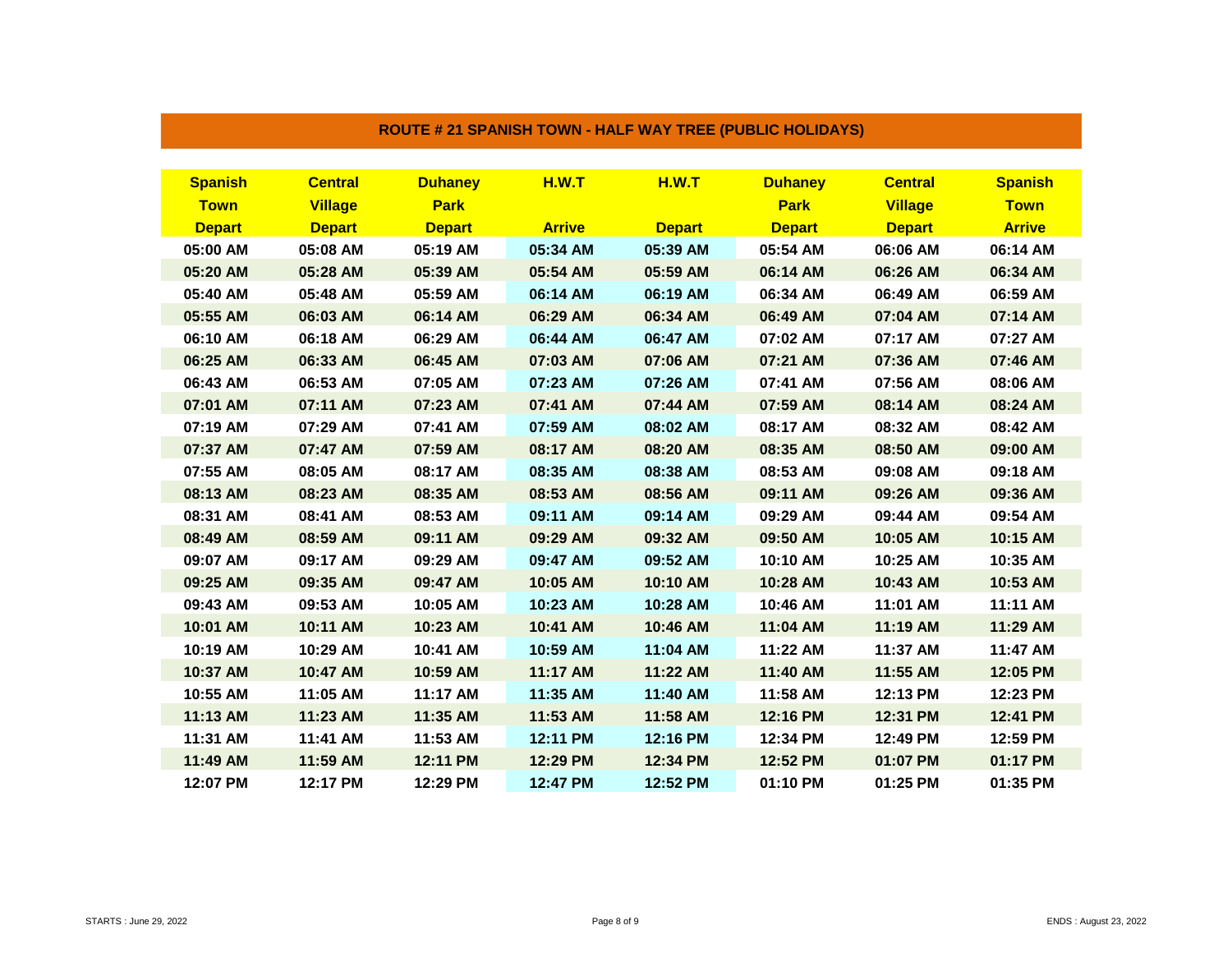## ROUTE # 21 SPANISH TOWN - HALF WAY TREE (PUBLIC HOLIDAYS)

| Spanish Town Depart | Central Village Depart | Duhaney Park Depart | H.W.T Arrive | H.W.T Depart | Duhaney Park Depart | Central Village Depart | Spanish Town Arrive |
|---|---|---|---|---|---|---|---|
| 05:00 AM | 05:08 AM | 05:19 AM | 05:34 AM | 05:39 AM | 05:54 AM | 06:06 AM | 06:14 AM |
| 05:20 AM | 05:28 AM | 05:39 AM | 05:54 AM | 05:59 AM | 06:14 AM | 06:26 AM | 06:34 AM |
| 05:40 AM | 05:48 AM | 05:59 AM | 06:14 AM | 06:19 AM | 06:34 AM | 06:49 AM | 06:59 AM |
| 05:55 AM | 06:03 AM | 06:14 AM | 06:29 AM | 06:34 AM | 06:49 AM | 07:04 AM | 07:14 AM |
| 06:10 AM | 06:18 AM | 06:29 AM | 06:44 AM | 06:47 AM | 07:02 AM | 07:17 AM | 07:27 AM |
| 06:25 AM | 06:33 AM | 06:45 AM | 07:03 AM | 07:06 AM | 07:21 AM | 07:36 AM | 07:46 AM |
| 06:43 AM | 06:53 AM | 07:05 AM | 07:23 AM | 07:26 AM | 07:41 AM | 07:56 AM | 08:06 AM |
| 07:01 AM | 07:11 AM | 07:23 AM | 07:41 AM | 07:44 AM | 07:59 AM | 08:14 AM | 08:24 AM |
| 07:19 AM | 07:29 AM | 07:41 AM | 07:59 AM | 08:02 AM | 08:17 AM | 08:32 AM | 08:42 AM |
| 07:37 AM | 07:47 AM | 07:59 AM | 08:17 AM | 08:20 AM | 08:35 AM | 08:50 AM | 09:00 AM |
| 07:55 AM | 08:05 AM | 08:17 AM | 08:35 AM | 08:38 AM | 08:53 AM | 09:08 AM | 09:18 AM |
| 08:13 AM | 08:23 AM | 08:35 AM | 08:53 AM | 08:56 AM | 09:11 AM | 09:26 AM | 09:36 AM |
| 08:31 AM | 08:41 AM | 08:53 AM | 09:11 AM | 09:14 AM | 09:29 AM | 09:44 AM | 09:54 AM |
| 08:49 AM | 08:59 AM | 09:11 AM | 09:29 AM | 09:32 AM | 09:50 AM | 10:05 AM | 10:15 AM |
| 09:07 AM | 09:17 AM | 09:29 AM | 09:47 AM | 09:52 AM | 10:10 AM | 10:25 AM | 10:35 AM |
| 09:25 AM | 09:35 AM | 09:47 AM | 10:05 AM | 10:10 AM | 10:28 AM | 10:43 AM | 10:53 AM |
| 09:43 AM | 09:53 AM | 10:05 AM | 10:23 AM | 10:28 AM | 10:46 AM | 11:01 AM | 11:11 AM |
| 10:01 AM | 10:11 AM | 10:23 AM | 10:41 AM | 10:46 AM | 11:04 AM | 11:19 AM | 11:29 AM |
| 10:19 AM | 10:29 AM | 10:41 AM | 10:59 AM | 11:04 AM | 11:22 AM | 11:37 AM | 11:47 AM |
| 10:37 AM | 10:47 AM | 10:59 AM | 11:17 AM | 11:22 AM | 11:40 AM | 11:55 AM | 12:05 PM |
| 10:55 AM | 11:05 AM | 11:17 AM | 11:35 AM | 11:40 AM | 11:58 AM | 12:13 PM | 12:23 PM |
| 11:13 AM | 11:23 AM | 11:35 AM | 11:53 AM | 11:58 AM | 12:16 PM | 12:31 PM | 12:41 PM |
| 11:31 AM | 11:41 AM | 11:53 AM | 12:11 PM | 12:16 PM | 12:34 PM | 12:49 PM | 12:59 PM |
| 11:49 AM | 11:59 AM | 12:11 PM | 12:29 PM | 12:34 PM | 12:52 PM | 01:07 PM | 01:17 PM |
| 12:07 PM | 12:17 PM | 12:29 PM | 12:47 PM | 12:52 PM | 01:10 PM | 01:25 PM | 01:35 PM |

STARTS : June 29, 2022

ENDS : August 23, 2022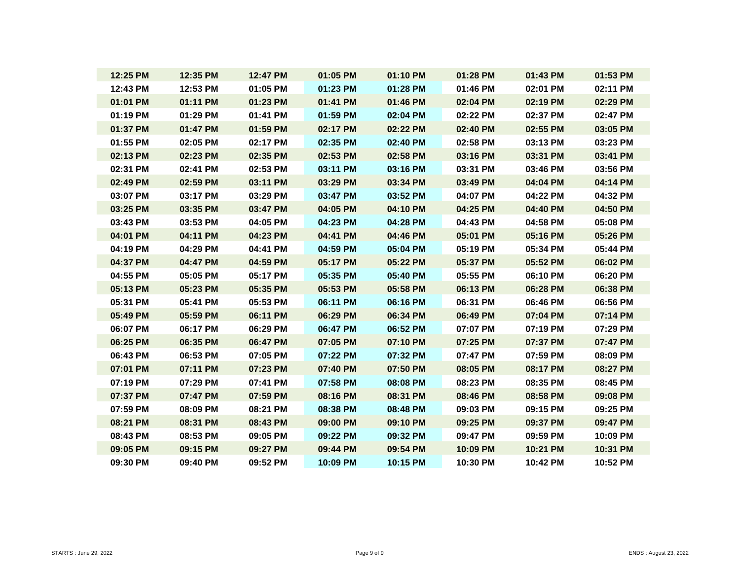| | | | | | | | |
|---|---|---|---|---|---|---|---|
| 12:25 PM | 12:35 PM | 12:47 PM | 01:05 PM | 01:10 PM | 01:28 PM | 01:43 PM | 01:53 PM |
| 12:43 PM | 12:53 PM | 01:05 PM | 01:23 PM | 01:28 PM | 01:46 PM | 02:01 PM | 02:11 PM |
| 01:01 PM | 01:11 PM | 01:23 PM | 01:41 PM | 01:46 PM | 02:04 PM | 02:19 PM | 02:29 PM |
| 01:19 PM | 01:29 PM | 01:41 PM | 01:59 PM | 02:04 PM | 02:22 PM | 02:37 PM | 02:47 PM |
| 01:37 PM | 01:47 PM | 01:59 PM | 02:17 PM | 02:22 PM | 02:40 PM | 02:55 PM | 03:05 PM |
| 01:55 PM | 02:05 PM | 02:17 PM | 02:35 PM | 02:40 PM | 02:58 PM | 03:13 PM | 03:23 PM |
| 02:13 PM | 02:23 PM | 02:35 PM | 02:53 PM | 02:58 PM | 03:16 PM | 03:31 PM | 03:41 PM |
| 02:31 PM | 02:41 PM | 02:53 PM | 03:11 PM | 03:16 PM | 03:31 PM | 03:46 PM | 03:56 PM |
| 02:49 PM | 02:59 PM | 03:11 PM | 03:29 PM | 03:34 PM | 03:49 PM | 04:04 PM | 04:14 PM |
| 03:07 PM | 03:17 PM | 03:29 PM | 03:47 PM | 03:52 PM | 04:07 PM | 04:22 PM | 04:32 PM |
| 03:25 PM | 03:35 PM | 03:47 PM | 04:05 PM | 04:10 PM | 04:25 PM | 04:40 PM | 04:50 PM |
| 03:43 PM | 03:53 PM | 04:05 PM | 04:23 PM | 04:28 PM | 04:43 PM | 04:58 PM | 05:08 PM |
| 04:01 PM | 04:11 PM | 04:23 PM | 04:41 PM | 04:46 PM | 05:01 PM | 05:16 PM | 05:26 PM |
| 04:19 PM | 04:29 PM | 04:41 PM | 04:59 PM | 05:04 PM | 05:19 PM | 05:34 PM | 05:44 PM |
| 04:37 PM | 04:47 PM | 04:59 PM | 05:17 PM | 05:22 PM | 05:37 PM | 05:52 PM | 06:02 PM |
| 04:55 PM | 05:05 PM | 05:17 PM | 05:35 PM | 05:40 PM | 05:55 PM | 06:10 PM | 06:20 PM |
| 05:13 PM | 05:23 PM | 05:35 PM | 05:53 PM | 05:58 PM | 06:13 PM | 06:28 PM | 06:38 PM |
| 05:31 PM | 05:41 PM | 05:53 PM | 06:11 PM | 06:16 PM | 06:31 PM | 06:46 PM | 06:56 PM |
| 05:49 PM | 05:59 PM | 06:11 PM | 06:29 PM | 06:34 PM | 06:49 PM | 07:04 PM | 07:14 PM |
| 06:07 PM | 06:17 PM | 06:29 PM | 06:47 PM | 06:52 PM | 07:07 PM | 07:19 PM | 07:29 PM |
| 06:25 PM | 06:35 PM | 06:47 PM | 07:05 PM | 07:10 PM | 07:25 PM | 07:37 PM | 07:47 PM |
| 06:43 PM | 06:53 PM | 07:05 PM | 07:22 PM | 07:32 PM | 07:47 PM | 07:59 PM | 08:09 PM |
| 07:01 PM | 07:11 PM | 07:23 PM | 07:40 PM | 07:50 PM | 08:05 PM | 08:17 PM | 08:27 PM |
| 07:19 PM | 07:29 PM | 07:41 PM | 07:58 PM | 08:08 PM | 08:23 PM | 08:35 PM | 08:45 PM |
| 07:37 PM | 07:47 PM | 07:59 PM | 08:16 PM | 08:31 PM | 08:46 PM | 08:58 PM | 09:08 PM |
| 07:59 PM | 08:09 PM | 08:21 PM | 08:38 PM | 08:48 PM | 09:03 PM | 09:15 PM | 09:25 PM |
| 08:21 PM | 08:31 PM | 08:43 PM | 09:00 PM | 09:10 PM | 09:25 PM | 09:37 PM | 09:47 PM |
| 08:43 PM | 08:53 PM | 09:05 PM | 09:22 PM | 09:32 PM | 09:47 PM | 09:59 PM | 10:09 PM |
| 09:05 PM | 09:15 PM | 09:27 PM | 09:44 PM | 09:54 PM | 10:09 PM | 10:21 PM | 10:31 PM |
| 09:30 PM | 09:40 PM | 09:52 PM | 10:09 PM | 10:15 PM | 10:30 PM | 10:42 PM | 10:52 PM |

STARTS : June 29, 2022

ENDS : August 23, 2022